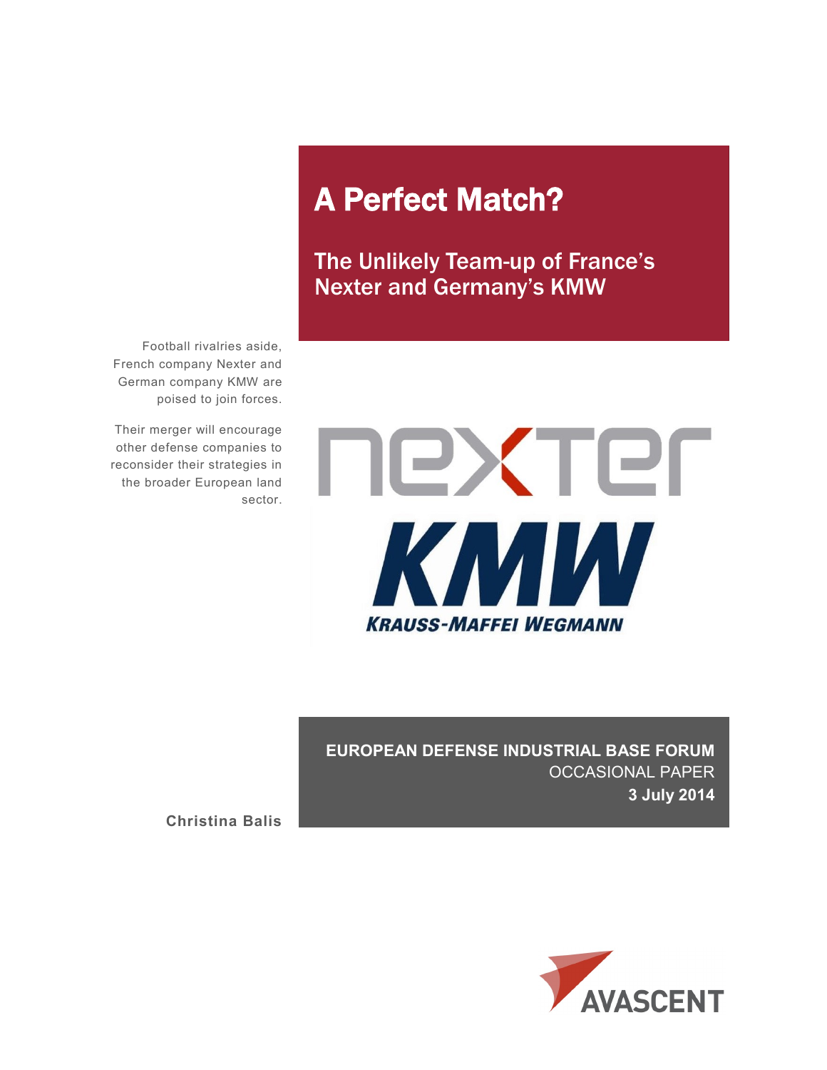# A Perfect Match?

## The Unlikely Team-up of France's Nexter and Germany's KMW

Football rivalries aside, French company Nexter and German company KMW are poised to join forces.

Their merger will encourage other defense companies to reconsider their strategies in the broader European land sector.

nexter

KMW

KRAUSS-MAFFEI WEGMANN

**EUROPEAN DEFENSE INDUSTRIAL BASE FORUM**

OCCASIONAL PAPER

**3 July 2014**

**Christina Balis**

AVASCENT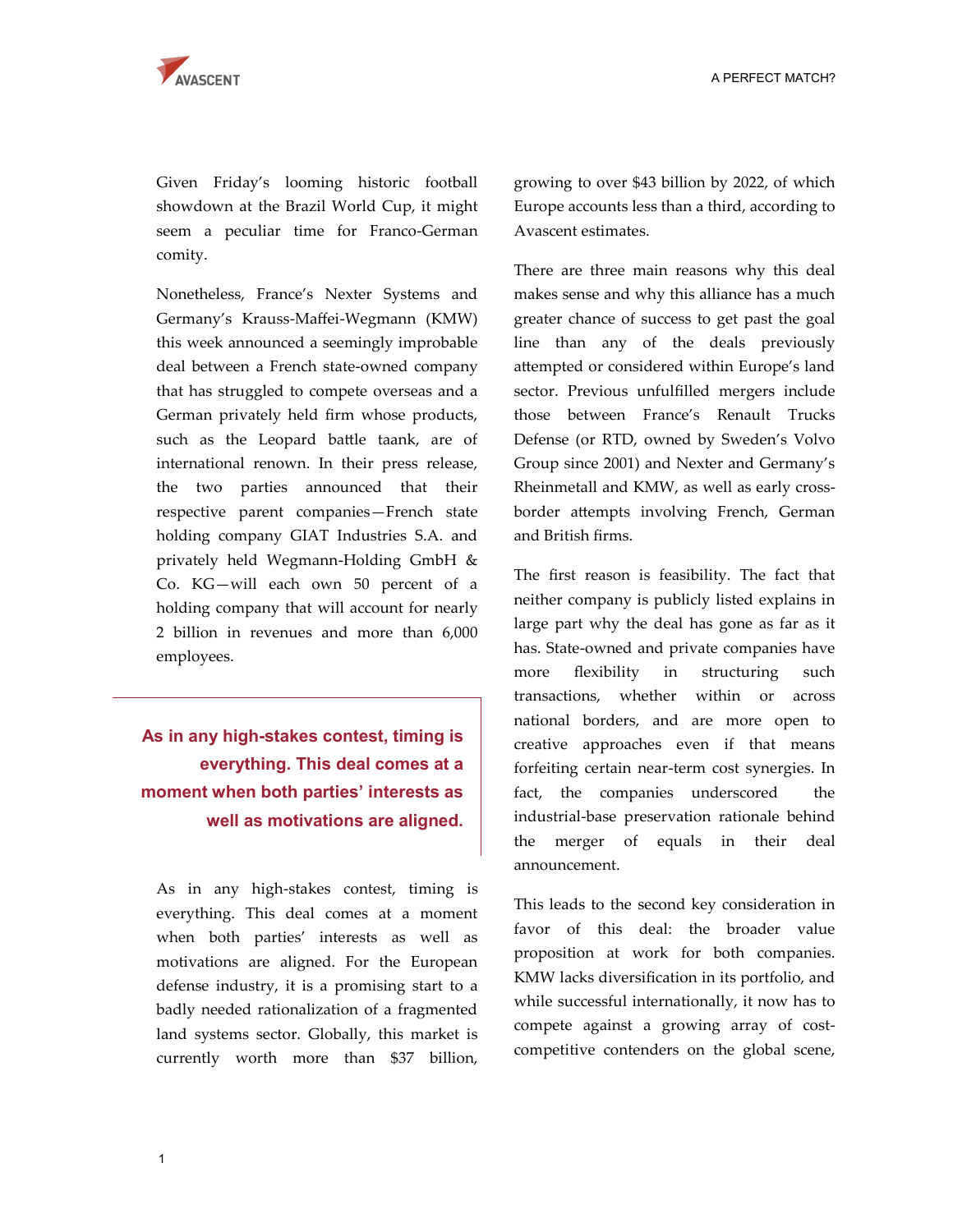Given Friday's looming historic football showdown at the Brazil World Cup, it might seem a peculiar time for Franco-German comity.

Nonetheless, France's Nexter Systems and Germany's Krauss-Maffei-Wegmann (KMW) this week announced a seemingly improbable deal between a French state-owned company that has struggled to compete overseas and a German privately held firm whose products, such as the Leopard battle taank, are of international renown. In their press release, the two parties announced that their respective parent companies—French state holding company GIAT Industries S.A. and privately held Wegmann-Holding GmbH & Co. KG—will each own 50 percent of a holding company that will account for nearly 2 billion in revenues and more than 6,000 employees.

> **As in any high-stakes contest, timing is everything. This deal comes at a moment when both parties' interests as well as motivations are aligned.**

As in any high-stakes contest, timing is everything. This deal comes at a moment when both parties' interests as well as motivations are aligned. For the European defense industry, it is a promising start to a badly needed rationalization of a fragmented land systems sector. Globally, this market is currently worth more than $37 billion, growing to over $43 billion by 2022, of which Europe accounts less than a third, according to Avascent estimates.

There are three main reasons why this deal makes sense and why this alliance has a much greater chance of success to get past the goal line than any of the deals previously attempted or considered within Europe's land sector. Previous unfulfilled mergers include those between France's Renault Trucks Defense (or RTD, owned by Sweden's Volvo Group since 2001) and Nexter and Germany's Rheinmetall and KMW, as well as early cross-border attempts involving French, German and British firms.

The first reason is feasibility. The fact that neither company is publicly listed explains in large part why the deal has gone as far as it has. State-owned and private companies have more flexibility in structuring such transactions, whether within or across national borders, and are more open to creative approaches even if that means forfeiting certain near-term cost synergies. In fact, the companies underscored the industrial-base preservation rationale behind the merger of equals in their deal announcement.

This leads to the second key consideration in favor of this deal: the broader value proposition at work for both companies. KMW lacks diversification in its portfolio, and while successful internationally, it now has to compete against a growing array of cost-competitive contenders on the global scene,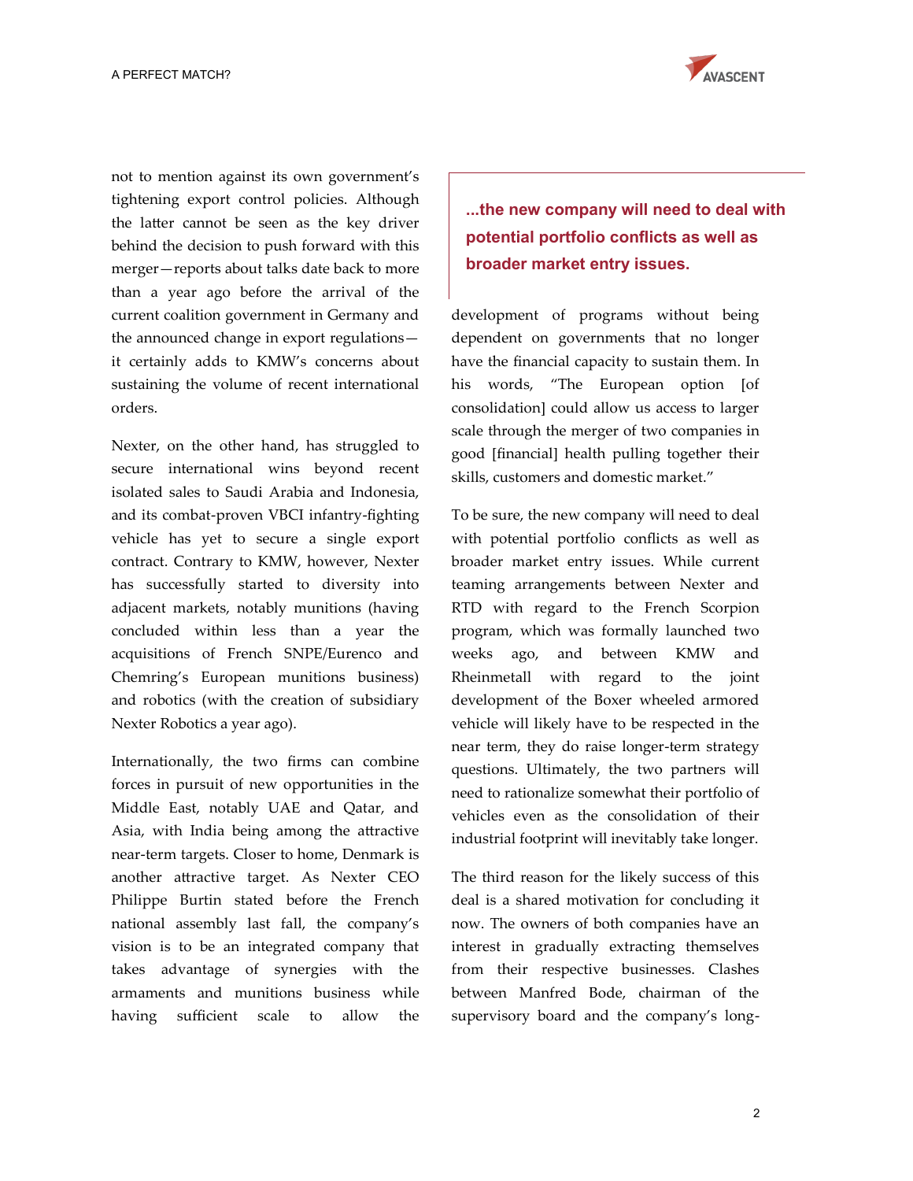not to mention against its own government's tightening export control policies. Although the latter cannot be seen as the key driver behind the decision to push forward with this merger—reports about talks date back to more than a year ago before the arrival of the current coalition government in Germany and the announced change in export regulations—it certainly adds to KMW's concerns about sustaining the volume of recent international orders.

Nexter, on the other hand, has struggled to secure international wins beyond recent isolated sales to Saudi Arabia and Indonesia, and its combat-proven VBCI infantry-fighting vehicle has yet to secure a single export contract. Contrary to KMW, however, Nexter has successfully started to diversity into adjacent markets, notably munitions (having concluded within less than a year the acquisitions of French SNPE/Eurenco and Chemring's European munitions business) and robotics (with the creation of subsidiary Nexter Robotics a year ago).

Internationally, the two firms can combine forces in pursuit of new opportunities in the Middle East, notably UAE and Qatar, and Asia, with India being among the attractive near-term targets. Closer to home, Denmark is another attractive target. As Nexter CEO Philippe Burtin stated before the French national assembly last fall, the company's vision is to be an integrated company that takes advantage of synergies with the armaments and munitions business while having sufficient scale to allow the development of programs without being dependent on governments that no longer have the financial capacity to sustain them. In his words, "The European option [of consolidation] could allow us access to larger scale through the merger of two companies in good [financial] health pulling together their skills, customers and domestic market."

> **...the new company will need to deal with potential portfolio conflicts as well as broader market entry issues.**

To be sure, the new company will need to deal with potential portfolio conflicts as well as broader market entry issues. While current teaming arrangements between Nexter and RTD with regard to the French Scorpion program, which was formally launched two weeks ago, and between KMW and Rheinmetall with regard to the joint development of the Boxer wheeled armored vehicle will likely have to be respected in the near term, they do raise longer-term strategy questions. Ultimately, the two partners will need to rationalize somewhat their portfolio of vehicles even as the consolidation of their industrial footprint will inevitably take longer.

The third reason for the likely success of this deal is a shared motivation for concluding it now. The owners of both companies have an interest in gradually extracting themselves from their respective businesses. Clashes between Manfred Bode, chairman of the supervisory board and the company's long-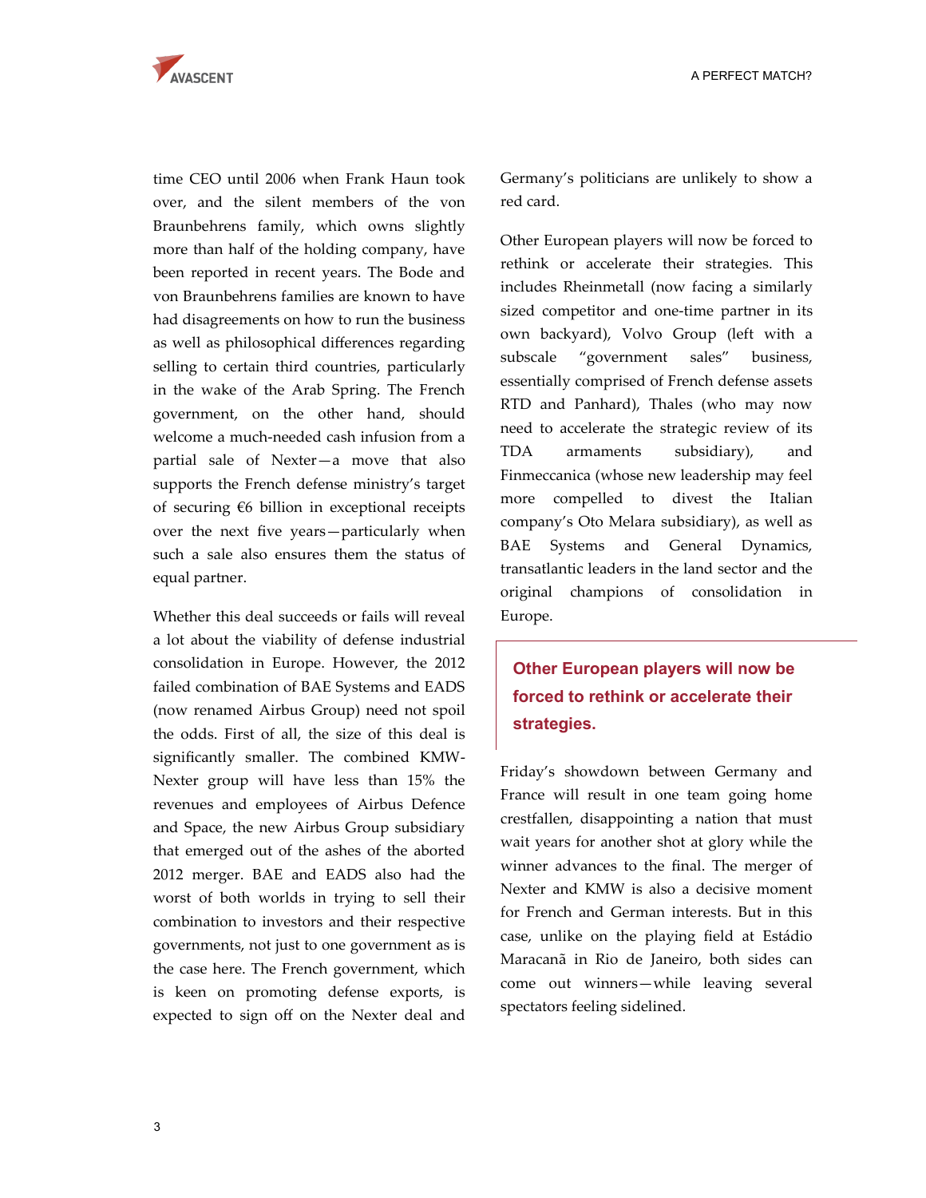time CEO until 2006 when Frank Haun took over, and the silent members of the von Braunbehrens family, which owns slightly more than half of the holding company, have been reported in recent years. The Bode and von Braunbehrens families are known to have had disagreements on how to run the business as well as philosophical differences regarding selling to certain third countries, particularly in the wake of the Arab Spring. The French government, on the other hand, should welcome a much-needed cash infusion from a partial sale of Nexter—a move that also supports the French defense ministry's target of securing €6 billion in exceptional receipts over the next five years—particularly when such a sale also ensures them the status of equal partner.

Whether this deal succeeds or fails will reveal a lot about the viability of defense industrial consolidation in Europe. However, the 2012 failed combination of BAE Systems and EADS (now renamed Airbus Group) need not spoil the odds. First of all, the size of this deal is significantly smaller. The combined KMW-Nexter group will have less than 15% the revenues and employees of Airbus Defence and Space, the new Airbus Group subsidiary that emerged out of the ashes of the aborted 2012 merger. BAE and EADS also had the worst of both worlds in trying to sell their combination to investors and their respective governments, not just to one government as is the case here. The French government, which is keen on promoting defense exports, is expected to sign off on the Nexter deal and Germany's politicians are unlikely to show a red card.

Other European players will now be forced to rethink or accelerate their strategies. This includes Rheinmetall (now facing a similarly sized competitor and one-time partner in its own backyard), Volvo Group (left with a subscale "government sales" business, essentially comprised of French defense assets RTD and Panhard), Thales (who may now need to accelerate the strategic review of its TDA armaments subsidiary), and Finmeccanica (whose new leadership may feel more compelled to divest the Italian company's Oto Melara subsidiary), as well as BAE Systems and General Dynamics, transatlantic leaders in the land sector and the original champions of consolidation in Europe.

> **Other European players will now be forced to rethink or accelerate their strategies.**

Friday's showdown between Germany and France will result in one team going home crestfallen, disappointing a nation that must wait years for another shot at glory while the winner advances to the final. The merger of Nexter and KMW is also a decisive moment for French and German interests. But in this case, unlike on the playing field at Estádio Maracanã in Rio de Janeiro, both sides can come out winners—while leaving several spectators feeling sidelined.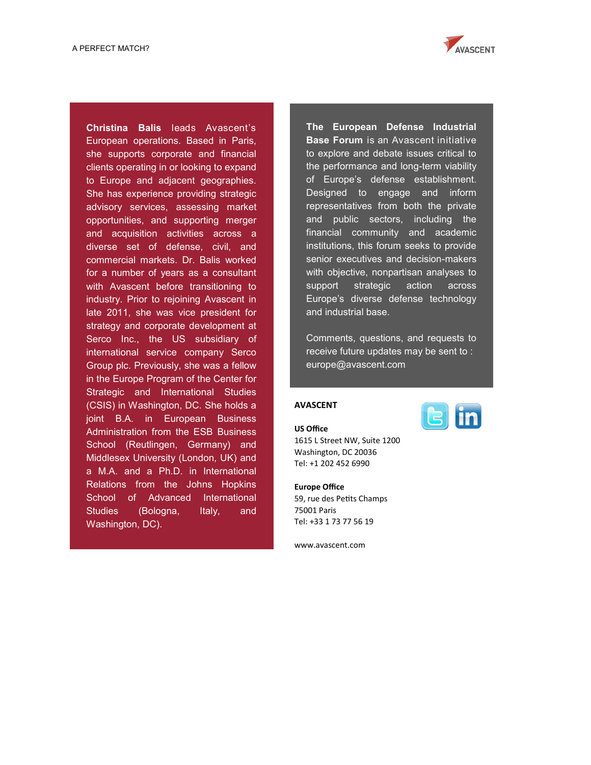**Christina Balis** leads Avascent's European operations. Based in Paris, she supports corporate and financial clients operating in or looking to expand to Europe and adjacent geographies. She has experience providing strategic advisory services, assessing market opportunities, and supporting merger and acquisition activities across a diverse set of defense, civil, and commercial markets. Dr. Balis worked for a number of years as a consultant with Avascent before transitioning to industry. Prior to rejoining Avascent in late 2011, she was vice president for strategy and corporate development at Serco Inc., the US subsidiary of international service company Serco Group plc. Previously, she was a fellow in the Europe Program of the Center for Strategic and International Studies (CSIS) in Washington, DC. She holds a joint B.A. in European Business Administration from the ESB Business School (Reutlingen, Germany) and Middlesex University (London, UK) and a M.A. and a Ph.D. in International Relations from the Johns Hopkins School of Advanced International Studies (Bologna, Italy, and Washington, DC).

**The European Defense Industrial Base Forum** is an Avascent initiative to explore and debate issues critical to the performance and long-term viability of Europe's defense establishment. Designed to engage and inform representatives from both the private and public sectors, including the financial community and academic institutions, this forum seeks to provide senior executives and decision-makers with objective, nonpartisan analyses to support strategic action across Europe's diverse defense technology and industrial base.

Comments, questions, and requests to receive future updates may be sent to : europe@avascent.com

**AVASCENT**

**US Office**
1615 L Street NW, Suite 1200
Washington, DC 20036
Tel: +1 202 452 6990

**Europe Office**
59, rue des Petits Champs
75001 Paris
Tel: +33 1 73 77 56 19

www.avascent.com